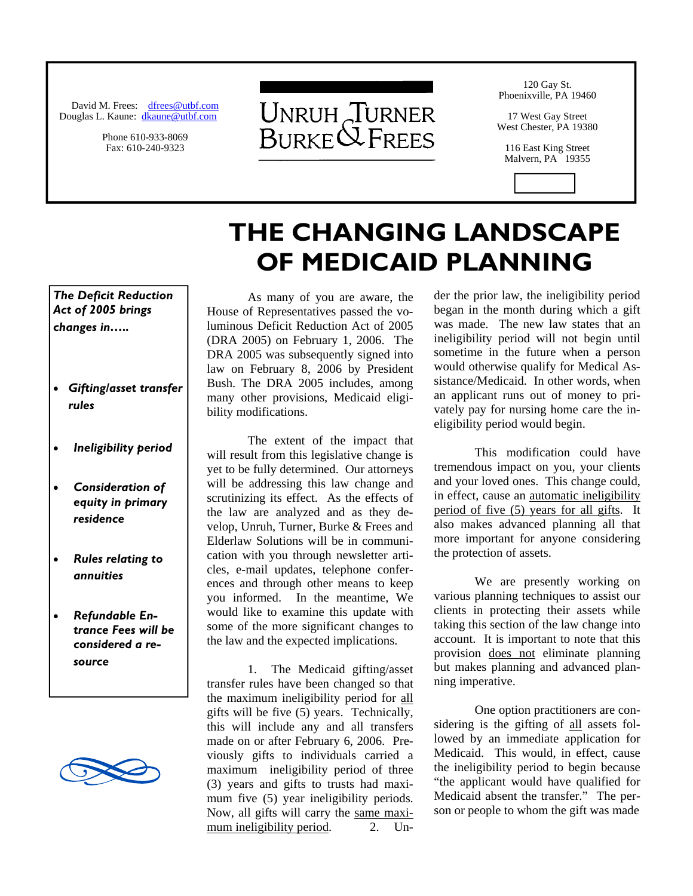David M. Frees: dfrees@utbf.com
Douglas L. Kaune: dkaune@utbf.com

Phone 610-933-8069
Fax: 610-240-9323

UNRUH TURNER BURKE & FREES

120 Gay St.
Phoenixville, PA 19460

17 West Gay Street
West Chester, PA 19380

116 East King Street
Malvern, PA 19355

# THE CHANGING LANDSCAPE OF MEDICAID PLANNING

***The Deficit Reduction Act of 2005 brings changes in…..***

- ***Gifting/asset transfer rules***
- ***Ineligibility period***
- ***Consideration of equity in primary residence***
- ***Rules relating to annuities***
- ***Refundable Entrance Fees will be considered a resource***

As many of you are aware, the House of Representatives passed the voluminous Deficit Reduction Act of 2005 (DRA 2005) on February 1, 2006. The DRA 2005 was subsequently signed into law on February 8, 2006 by President Bush. The DRA 2005 includes, among many other provisions, Medicaid eligibility modifications.

The extent of the impact that will result from this legislative change is yet to be fully determined. Our attorneys will be addressing this law change and scrutinizing its effect. As the effects of the law are analyzed and as they develop, Unruh, Turner, Burke & Frees and Elderlaw Solutions will be in communication with you through newsletter articles, e-mail updates, telephone conferences and through other means to keep you informed. In the meantime, We would like to examine this update with some of the more significant changes to the law and the expected implications.

1. The Medicaid gifting/asset transfer rules have been changed so that the maximum ineligibility period for all gifts will be five (5) years. Technically, this will include any and all transfers made on or after February 6, 2006. Previously gifts to individuals carried a maximum ineligibility period of three (3) years and gifts to trusts had maximum five (5) year ineligibility periods. Now, all gifts will carry the same maximum ineligibility period.

2. Under the prior law, the ineligibility period began in the month during which a gift was made. The new law states that an ineligibility period will not begin until sometime in the future when a person would otherwise qualify for Medical Assistance/Medicaid. In other words, when an applicant runs out of money to privately pay for nursing home care the ineligibility period would begin.

This modification could have tremendous impact on you, your clients and your loved ones. This change could, in effect, cause an automatic ineligibility period of five (5) years for all gifts. It also makes advanced planning all that more important for anyone considering the protection of assets.

We are presently working on various planning techniques to assist our clients in protecting their assets while taking this section of the law change into account. It is important to note that this provision does not eliminate planning but makes planning and advanced planning imperative.

One option practitioners are considering is the gifting of all assets followed by an immediate application for Medicaid. This would, in effect, cause the ineligibility period to begin because "the applicant would have qualified for Medicaid absent the transfer." The person or people to whom the gift was made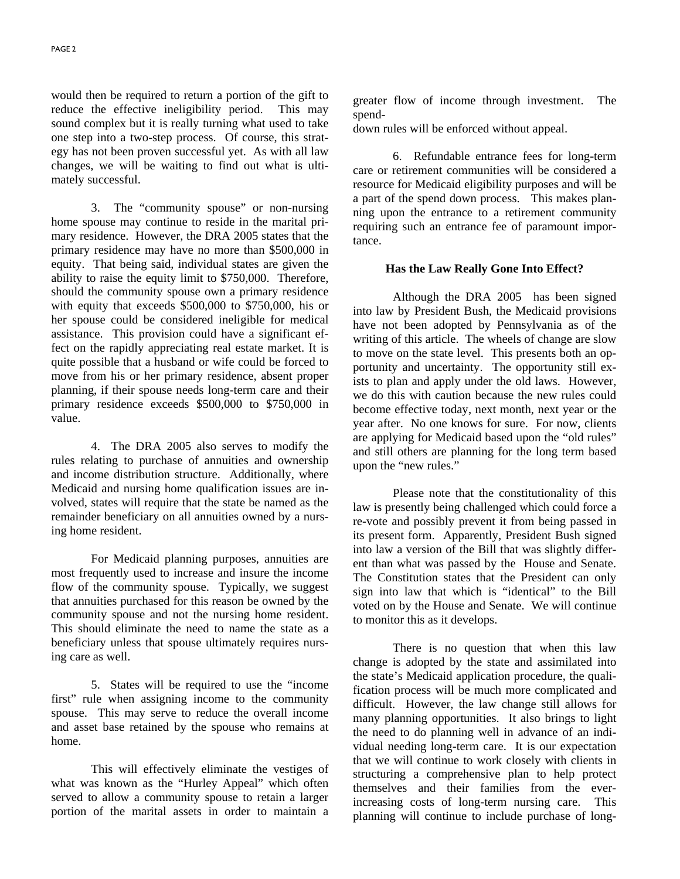would then be required to return a portion of the gift to reduce the effective ineligibility period. This may sound complex but it is really turning what used to take one step into a two-step process. Of course, this strategy has not been proven successful yet. As with all law changes, we will be waiting to find out what is ultimately successful.

3. The "community spouse" or non-nursing home spouse may continue to reside in the marital primary residence. However, the DRA 2005 states that the primary residence may have no more than $500,000 in equity. That being said, individual states are given the ability to raise the equity limit to $750,000. Therefore, should the community spouse own a primary residence with equity that exceeds $500,000 to $750,000, his or her spouse could be considered ineligible for medical assistance. This provision could have a significant effect on the rapidly appreciating real estate market. It is quite possible that a husband or wife could be forced to move from his or her primary residence, absent proper planning, if their spouse needs long-term care and their primary residence exceeds $500,000 to $750,000 in value.

4. The DRA 2005 also serves to modify the rules relating to purchase of annuities and ownership and income distribution structure. Additionally, where Medicaid and nursing home qualification issues are involved, states will require that the state be named as the remainder beneficiary on all annuities owned by a nursing home resident.

For Medicaid planning purposes, annuities are most frequently used to increase and insure the income flow of the community spouse. Typically, we suggest that annuities purchased for this reason be owned by the community spouse and not the nursing home resident. This should eliminate the need to name the state as a beneficiary unless that spouse ultimately requires nursing care as well.

5. States will be required to use the "income first" rule when assigning income to the community spouse. This may serve to reduce the overall income and asset base retained by the spouse who remains at home.

This will effectively eliminate the vestiges of what was known as the "Hurley Appeal" which often served to allow a community spouse to retain a larger portion of the marital assets in order to maintain a greater flow of income through investment. The spend-down rules will be enforced without appeal.

6. Refundable entrance fees for long-term care or retirement communities will be considered a resource for Medicaid eligibility purposes and will be a part of the spend down process. This makes planning upon the entrance to a retirement community requiring such an entrance fee of paramount importance.

### Has the Law Really Gone Into Effect?

Although the DRA 2005 has been signed into law by President Bush, the Medicaid provisions have not been adopted by Pennsylvania as of the writing of this article. The wheels of change are slow to move on the state level. This presents both an opportunity and uncertainty. The opportunity still exists to plan and apply under the old laws. However, we do this with caution because the new rules could become effective today, next month, next year or the year after. No one knows for sure. For now, clients are applying for Medicaid based upon the "old rules" and still others are planning for the long term based upon the "new rules."

Please note that the constitutionality of this law is presently being challenged which could force a re-vote and possibly prevent it from being passed in its present form. Apparently, President Bush signed into law a version of the Bill that was slightly different than what was passed by the House and Senate. The Constitution states that the President can only sign into law that which is "identical" to the Bill voted on by the House and Senate. We will continue to monitor this as it develops.

There is no question that when this law change is adopted by the state and assimilated into the state's Medicaid application procedure, the qualification process will be much more complicated and difficult. However, the law change still allows for many planning opportunities. It also brings to light the need to do planning well in advance of an individual needing long-term care. It is our expectation that we will continue to work closely with clients in structuring a comprehensive plan to help protect themselves and their families from the ever-increasing costs of long-term nursing care. This planning will continue to include purchase of long-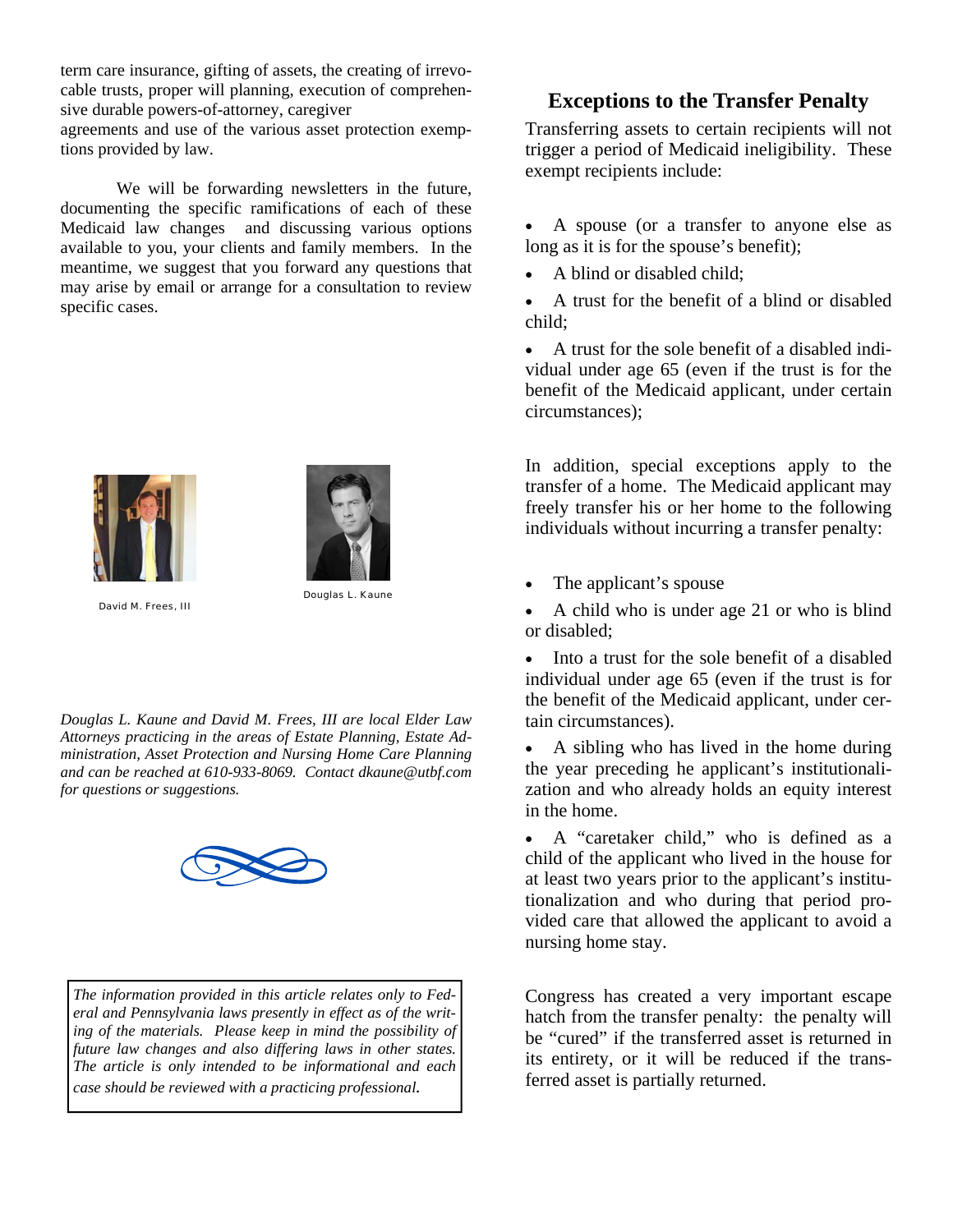term care insurance, gifting of assets, the creating of irrevocable trusts, proper will planning, execution of comprehensive durable powers-of-attorney, caregiver agreements and use of the various asset protection exemptions provided by law.

We will be forwarding newsletters in the future, documenting the specific ramifications of each of these Medicaid law changes and discussing various options available to you, your clients and family members. In the meantime, we suggest that you forward any questions that may arise by email or arrange for a consultation to review specific cases.

David M. Frees, III

Douglas L. Kaune

*Douglas L. Kaune and David M. Frees, III are local Elder Law Attorneys practicing in the areas of Estate Planning, Estate Administration, Asset Protection and Nursing Home Care Planning and can be reached at 610-933-8069. Contact dkaune@utbf.com for questions or suggestions.*

*The information provided in this article relates only to Federal and Pennsylvania laws presently in effect as of the writing of the materials. Please keep in mind the possibility of future law changes and also differing laws in other states. The article is only intended to be informational and each case should be reviewed with a practicing professional.*

## Exceptions to the Transfer Penalty

Transferring assets to certain recipients will not trigger a period of Medicaid ineligibility. These exempt recipients include:

- A spouse (or a transfer to anyone else as long as it is for the spouse's benefit);
- A blind or disabled child;
- A trust for the benefit of a blind or disabled child;
- A trust for the sole benefit of a disabled individual under age 65 (even if the trust is for the benefit of the Medicaid applicant, under certain circumstances);

In addition, special exceptions apply to the transfer of a home. The Medicaid applicant may freely transfer his or her home to the following individuals without incurring a transfer penalty:

- The applicant's spouse
- A child who is under age 21 or who is blind or disabled;
- Into a trust for the sole benefit of a disabled individual under age 65 (even if the trust is for the benefit of the Medicaid applicant, under certain circumstances).
- A sibling who has lived in the home during the year preceding he applicant's institutionalization and who already holds an equity interest in the home.
- A "caretaker child," who is defined as a child of the applicant who lived in the house for at least two years prior to the applicant's institutionalization and who during that period provided care that allowed the applicant to avoid a nursing home stay.

Congress has created a very important escape hatch from the transfer penalty: the penalty will be "cured" if the transferred asset is returned in its entirety, or it will be reduced if the transferred asset is partially returned.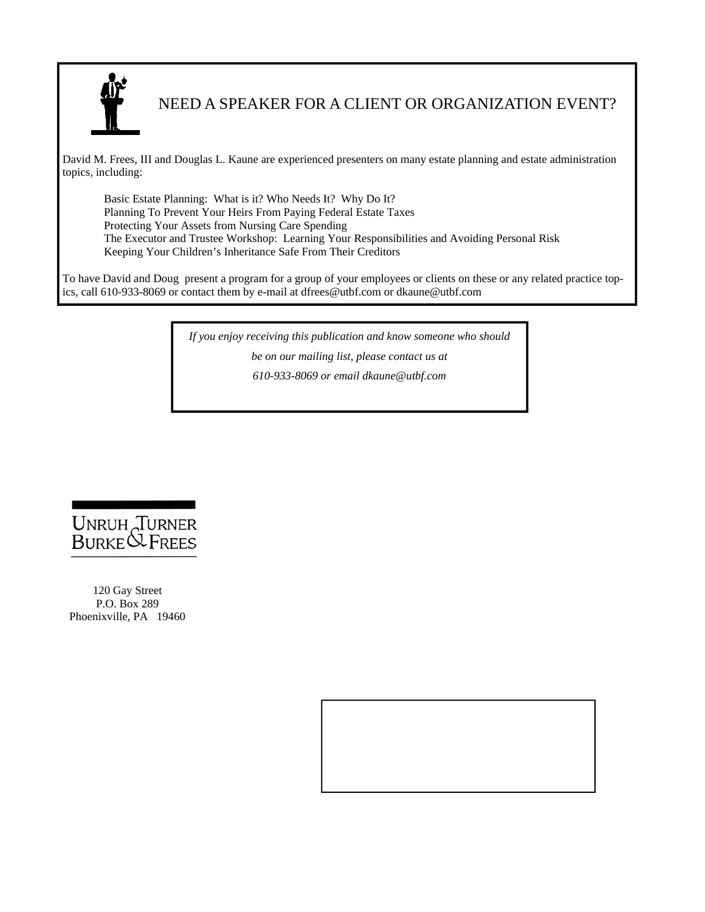## NEED A SPEAKER FOR A CLIENT OR ORGANIZATION EVENT?

David M. Frees, III and Douglas L. Kaune are experienced presenters on many estate planning and estate administration topics, including:

- Basic Estate Planning: What is it? Who Needs It? Why Do It?
- Planning To Prevent Your Heirs From Paying Federal Estate Taxes
- Protecting Your Assets from Nursing Care Spending
- The Executor and Trustee Workshop: Learning Your Responsibilities and Avoiding Personal Risk
- Keeping Your Children's Inheritance Safe From Their Creditors

To have David and Doug present a program for a group of your employees or clients on these or any related practice topics, call 610-933-8069 or contact them by e-mail at dfrees@utbf.com or dkaune@utbf.com

*If you enjoy receiving this publication and know someone who should be on our mailing list, please contact us at 610-933-8069 or email dkaune@utbf.com*

UNRUH TURNER BURKE & FREES

120 Gay Street
P.O. Box 289
Phoenixville, PA 19460